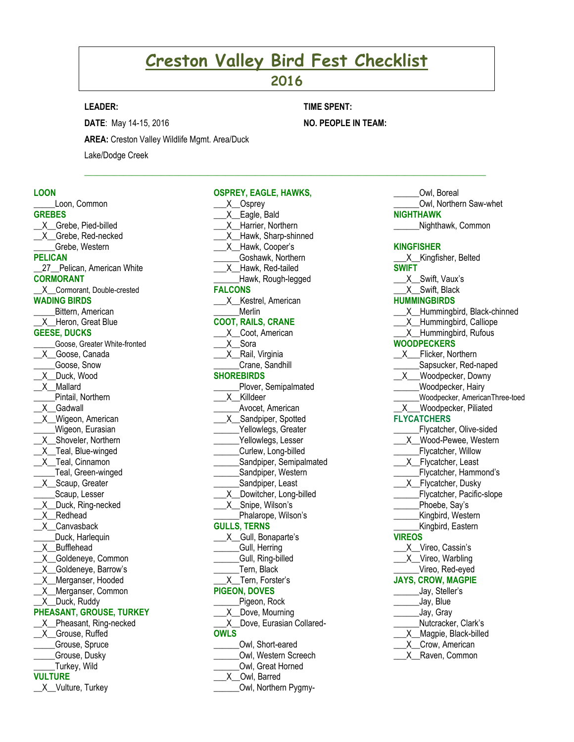# Creston Valley Bird Fest Checklist

## 2016

**LEADER:**

**TIME SPENT:**

**DATE**: May 14-15, 2016

**NO. PEOPLE IN TEAM:**

**AREA:** Creston Valley Wildlife Mgmt. Area/Duck Lake/Dodge Creek

---

**LOON**

_____Loon, Common

**GREBES**

__X__Grebe, Pied-billed
__X__Grebe, Red-necked
_____Grebe, Western

**PELICAN**

__27__Pelican, American White

**CORMORANT**

__X__Cormorant, Double-crested

**WADING BIRDS**

_____Bittern, American
__X__Heron, Great Blue

**GEESE, DUCKS**

_____Goose, Greater White-fronted
__X__Goose, Canada
_____Goose, Snow
__X__Duck, Wood
__X__Mallard
_____Pintail, Northern
__X__Gadwall
__X__Wigeon, American
_____Wigeon, Eurasian
__X__Shoveler, Northern
__X__Teal, Blue-winged
__X__Teal, Cinnamon
_____Teal, Green-winged
__X__Scaup, Greater
_____Scaup, Lesser
__X__Duck, Ring-necked
__X__Redhead
__X__Canvasback
_____Duck, Harlequin
__X__Bufflehead
__X__Goldeneye, Common
__X__Goldeneye, Barrow's
__X__Merganser, Hooded
__X__Merganser, Common
__X__Duck, Ruddy

**PHEASANT, GROUSE, TURKEY**

__X__Pheasant, Ring-necked
__X__Grouse, Ruffed
_____Grouse, Spruce
_____Grouse, Dusky
_____Turkey, Wild

**VULTURE**

__X__Vulture, Turkey

**OSPREY, EAGLE, HAWKS,**

___X__Osprey
___X__Eagle, Bald
___X__Harrier, Northern
___X__Hawk, Sharp-shinned
___X__Hawk, Cooper's
______Goshawk, Northern
___X__Hawk, Red-tailed
______Hawk, Rough-legged

**FALCONS**

___X__Kestrel, American
______Merlin

**COOT, RAILS, CRANE**

___X__Coot, American
___X__Sora
___X__Rail, Virginia
______Crane, Sandhill

**SHOREBIRDS**

______Plover, Semipalmated
___X__Killdeer
______Avocet, American
___X__Sandpiper, Spotted
______Yellowlegs, Greater
______Yellowlegs, Lesser
______Curlew, Long-billed
______Sandpiper, Semipalmated
______Sandpiper, Western
______Sandpiper, Least
___X__Dowitcher, Long-billed
___X__Snipe, Wilson's
______Phalarope, Wilson's

**GULLS, TERNS**

___X__Gull, Bonaparte's
______Gull, Herring
______Gull, Ring-billed
______Tern, Black
___X__Tern, Forster's

**PIGEON, DOVES**

______Pigeon, Rock
___X__Dove, Mourning
___X__Dove, Eurasian Collared-

**OWLS**

______Owl, Short-eared
______Owl, Western Screech
______Owl, Great Horned
___X__Owl, Barred
______Owl, Northern Pygmy-
______Owl, Boreal
______Owl, Northern Saw-whet

**NIGHTHAWK**

______Nighthawk, Common

**KINGFISHER**

___X__Kingfisher, Belted

**SWIFT**

___X__Swift, Vaux's
___X__Swift, Black

**HUMMINGBIRDS**

___X__Hummingbird, Black-chinned
___X__Hummingbird, Calliope
___X__Hummingbird, Rufous

**WOODPECKERS**

__X___Flicker, Northern
______Sapsucker, Red-naped
__X___Woodpecker, Downy
______Woodpecker, Hairy
______Woodpecker, AmericanThree-toed
__X___Woodpecker, Piliated

**FLYCATCHERS**

______Flycatcher, Olive-sided
___X__Wood-Pewee, Western
______Flycatcher, Willow
___X__Flycatcher, Least
______Flycatcher, Hammond's
___X__Flycatcher, Dusky
______Flycatcher, Pacific-slope
______Phoebe, Say's
______Kingbird, Western
______Kingbird, Eastern

**VIREOS**

___X__Vireo, Cassin's
___X__Vireo, Warbling
______Vireo, Red-eyed

**JAYS, CROW, MAGPIE**

______Jay, Steller's
______Jay, Blue
______Jay, Gray
______Nutcracker, Clark's
___X__Magpie, Black-billed
___X__Crow, American
___X__Raven, Common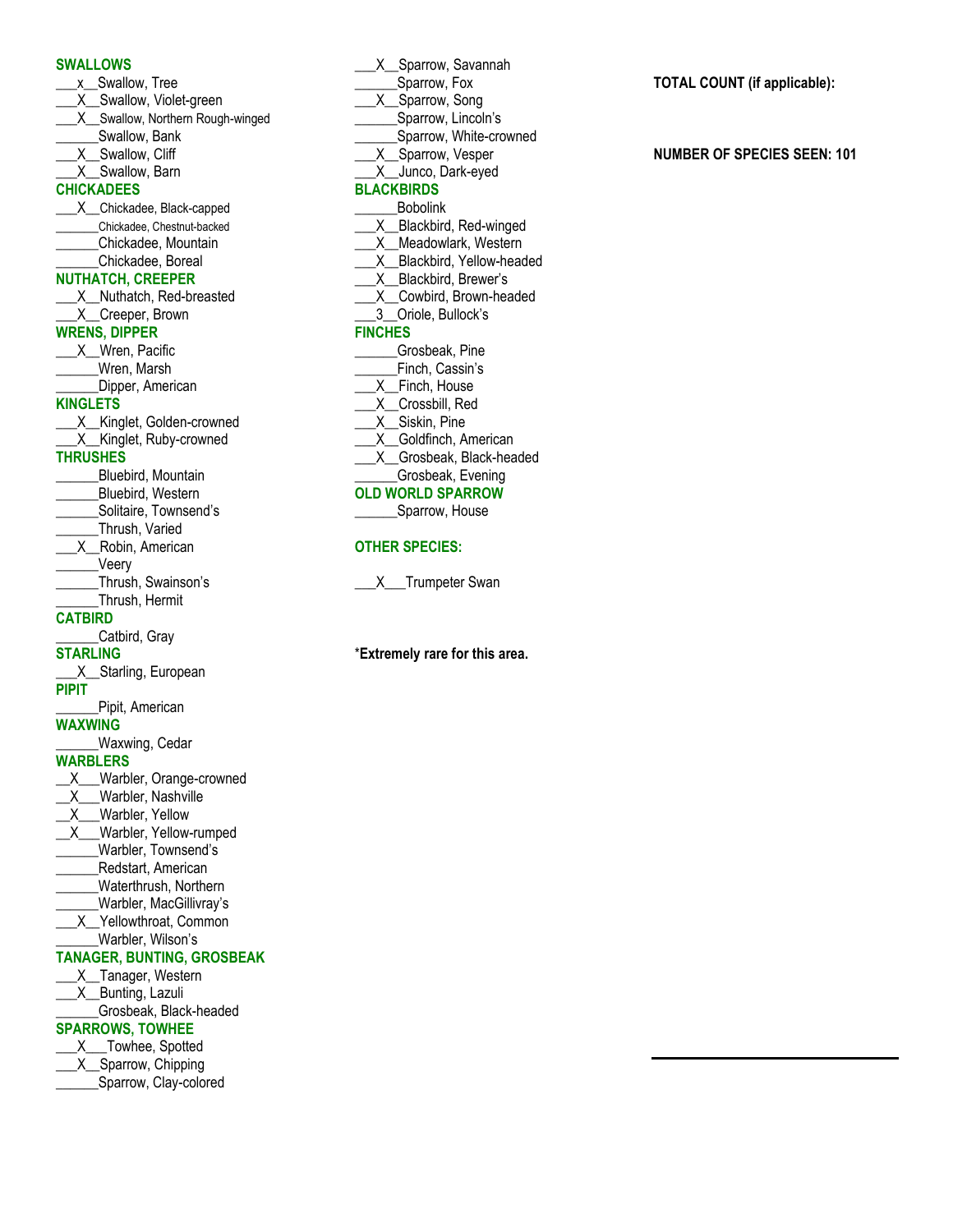### SWALLOWS

___x__Swallow, Tree
___X__Swallow, Violet-green
___X__Swallow, Northern Rough-winged
______Swallow, Bank
___X__Swallow, Cliff
___X__Swallow, Barn

### CHICKADEES

___X__Chickadee, Black-capped
______Chickadee, Chestnut-backed
______Chickadee, Mountain
______Chickadee, Boreal

### NUTHATCH, CREEPER

___X__Nuthatch, Red-breasted
___X__Creeper, Brown

### WRENS, DIPPER

___X__Wren, Pacific
______Wren, Marsh
______Dipper, American

### KINGLETS

___X__Kinglet, Golden-crowned
___X__Kinglet, Ruby-crowned

### THRUSHES

______Bluebird, Mountain
______Bluebird, Western
______Solitaire, Townsend's
______Thrush, Varied
___X__Robin, American
______Veery
______Thrush, Swainson's
______Thrush, Hermit

### CATBIRD

______Catbird, Gray

### STARLING

___X__Starling, European

### PIPIT

______Pipit, American

### WAXWING

______Waxwing, Cedar

### WARBLERS

__X___Warbler, Orange-crowned
__X___Warbler, Nashville
__X___Warbler, Yellow
__X___Warbler, Yellow-rumped
______Warbler, Townsend's
______Redstart, American
______Waterthrush, Northern
______Warbler, MacGillivray's
___X__Yellowthroat, Common
______Warbler, Wilson's

### TANAGER, BUNTING, GROSBEAK

___X__Tanager, Western
___X__Bunting, Lazuli
______Grosbeak, Black-headed

### SPARROWS, TOWHEE

___X___Towhee, Spotted
___X__Sparrow, Chipping
______Sparrow, Clay-colored
___X__Sparrow, Savannah
______Sparrow, Fox
___X__Sparrow, Song
______Sparrow, Lincoln's
______Sparrow, White-crowned
___X__Sparrow, Vesper
___X__Junco, Dark-eyed

### BLACKBIRDS

______Bobolink
___X__Blackbird, Red-winged
___X__Meadowlark, Western
___X__Blackbird, Yellow-headed
___X__Blackbird, Brewer's
___X__Cowbird, Brown-headed
___3__Oriole, Bullock's

### FINCHES

______Grosbeak, Pine
______Finch, Cassin's
___X__Finch, House
___X__Crossbill, Red
___X__Siskin, Pine
___X__Goldfinch, American
___X__Grosbeak, Black-headed
______Grosbeak, Evening

### OLD WORLD SPARROW

______Sparrow, House

### OTHER SPECIES:

___X___Trumpeter Swan

*Extremely rare for this area.

**TOTAL COUNT (if applicable):**

**NUMBER OF SPECIES SEEN: 101**